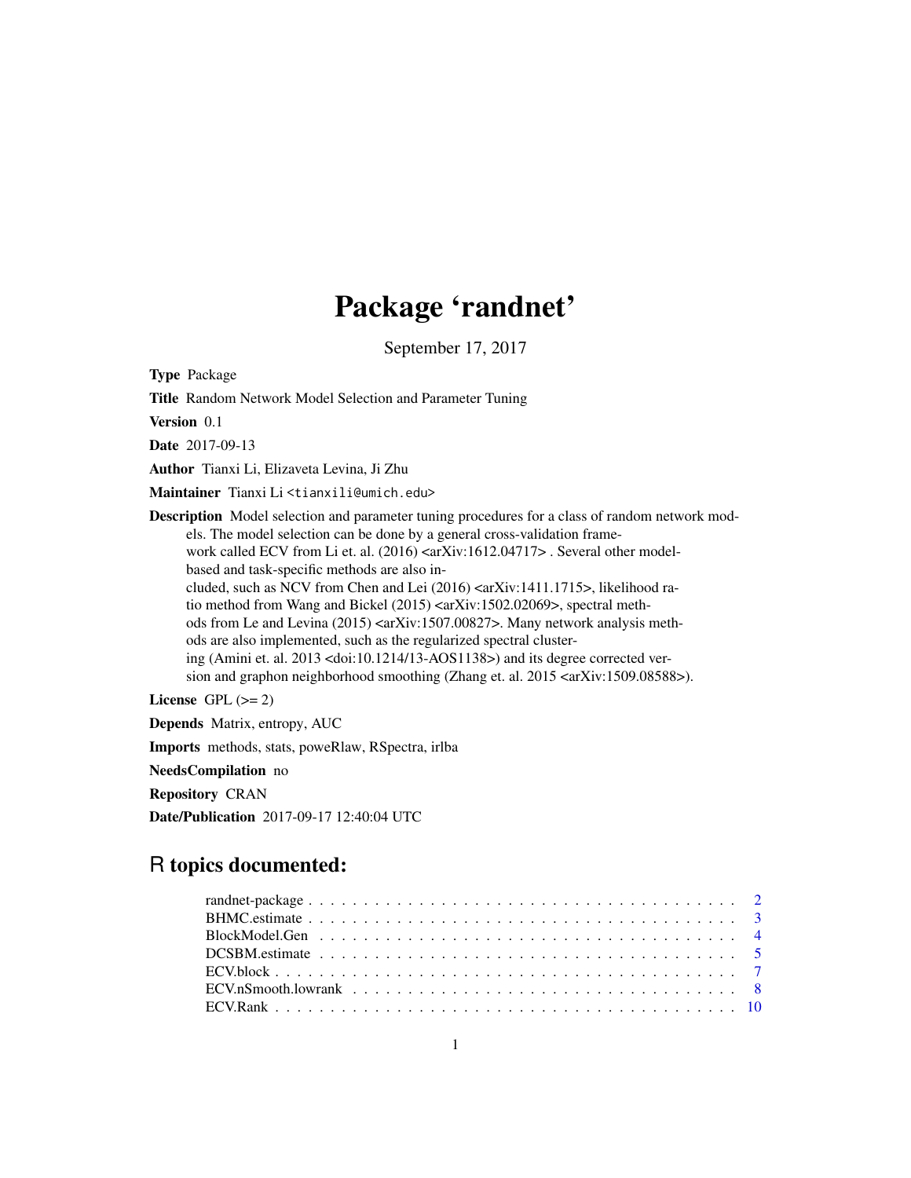# Package 'randnet'

September 17, 2017

**Type** Package

**Title** Random Network Model Selection and Parameter Tuning

**Version** 0.1

**Date** 2017-09-13

**Author** Tianxi Li, Elizaveta Levina, Ji Zhu

**Maintainer** Tianxi Li <tianxili@umich.edu>

**Description** Model selection and parameter tuning procedures for a class of random network models. The model selection can be done by a general cross-validation framework called ECV from Li et. al. (2016) <arXiv:1612.04717> . Several other model-based and task-specific methods are also included, such as NCV from Chen and Lei (2016) <arXiv:1411.1715>, likelihood ratio method from Wang and Bickel (2015) <arXiv:1502.02069>, spectral methods from Le and Levina (2015) <arXiv:1507.00827>. Many network analysis methods are also implemented, such as the regularized spectral clustering (Amini et. al. 2013 <doi:10.1214/13-AOS1138>) and its degree corrected version and graphon neighborhood smoothing (Zhang et. al. 2015 <arXiv:1509.08588>).

**License** GPL (>= 2)

**Depends** Matrix, entropy, AUC

**Imports** methods, stats, poweRlaw, RSpectra, irlba

**NeedsCompilation** no

**Repository** CRAN

**Date/Publication** 2017-09-17 12:40:04 UTC

## R topics documented:

randnet-package . . . . . . . . . . . . . . . . . . . . . . . . . . . . . . . . . . . . . . . 2
BHMC.estimate . . . . . . . . . . . . . . . . . . . . . . . . . . . . . . . . . . . . . . . 3
BlockModel.Gen . . . . . . . . . . . . . . . . . . . . . . . . . . . . . . . . . . . . . . . 4
DCSBM.estimate . . . . . . . . . . . . . . . . . . . . . . . . . . . . . . . . . . . . . . . 5
ECV.block . . . . . . . . . . . . . . . . . . . . . . . . . . . . . . . . . . . . . . . . . . 7
ECV.nSmooth.lowrank . . . . . . . . . . . . . . . . . . . . . . . . . . . . . . . . . . . 8
ECV.Rank . . . . . . . . . . . . . . . . . . . . . . . . . . . . . . . . . . . . . . . . . . 10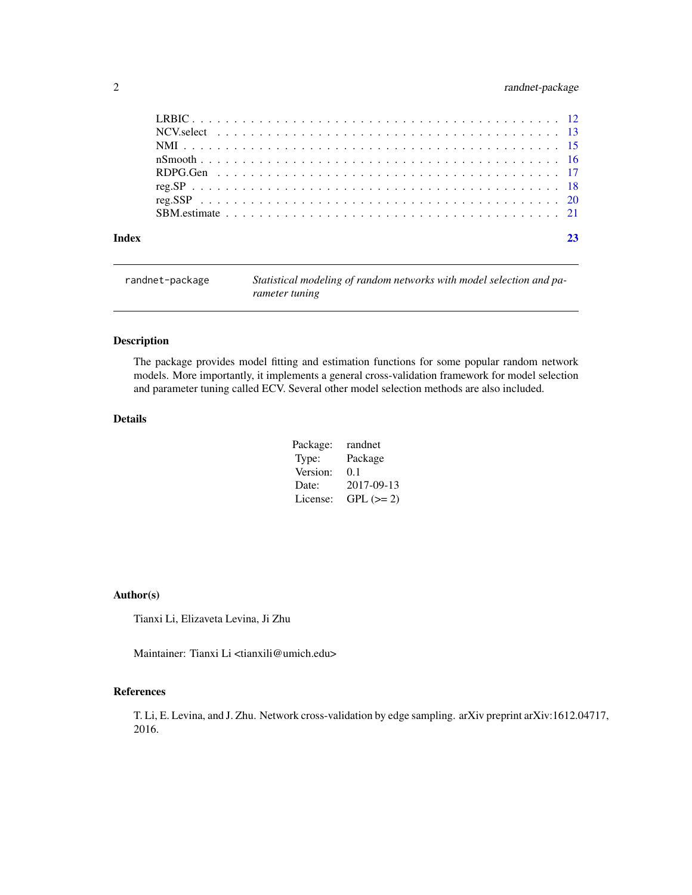LRBIC . . . . . . . . . . . . . . . . . . . . . . . . . . . . . . . . . . . . . . . . . . 12
NCV.select . . . . . . . . . . . . . . . . . . . . . . . . . . . . . . . . . . . . . . . 13
NMI . . . . . . . . . . . . . . . . . . . . . . . . . . . . . . . . . . . . . . . . . . . 15
nSmooth . . . . . . . . . . . . . . . . . . . . . . . . . . . . . . . . . . . . . . . . . 16
RDPG.Gen . . . . . . . . . . . . . . . . . . . . . . . . . . . . . . . . . . . . . . . . 17
reg.SP . . . . . . . . . . . . . . . . . . . . . . . . . . . . . . . . . . . . . . . . . . 18
reg.SSP . . . . . . . . . . . . . . . . . . . . . . . . . . . . . . . . . . . . . . . . . 20
SBM.estimate . . . . . . . . . . . . . . . . . . . . . . . . . . . . . . . . . . . . . . 21

**Index** **23**

---

`randnet-package` *Statistical modeling of random networks with model selection and parameter tuning*

---

## Description

The package provides model fitting and estimation functions for some popular random network models. More importantly, it implements a general cross-validation framework for model selection and parameter tuning called ECV. Several other model selection methods are also included.

## Details

| | |
|---|---|
| Package: | randnet |
| Type: | Package |
| Version: | 0.1 |
| Date: | 2017-09-13 |
| License: | GPL (>= 2) |

## Author(s)

Tianxi Li, Elizaveta Levina, Ji Zhu

Maintainer: Tianxi Li <tianxili@umich.edu>

## References

T. Li, E. Levina, and J. Zhu. Network cross-validation by edge sampling. arXiv preprint arXiv:1612.04717, 2016.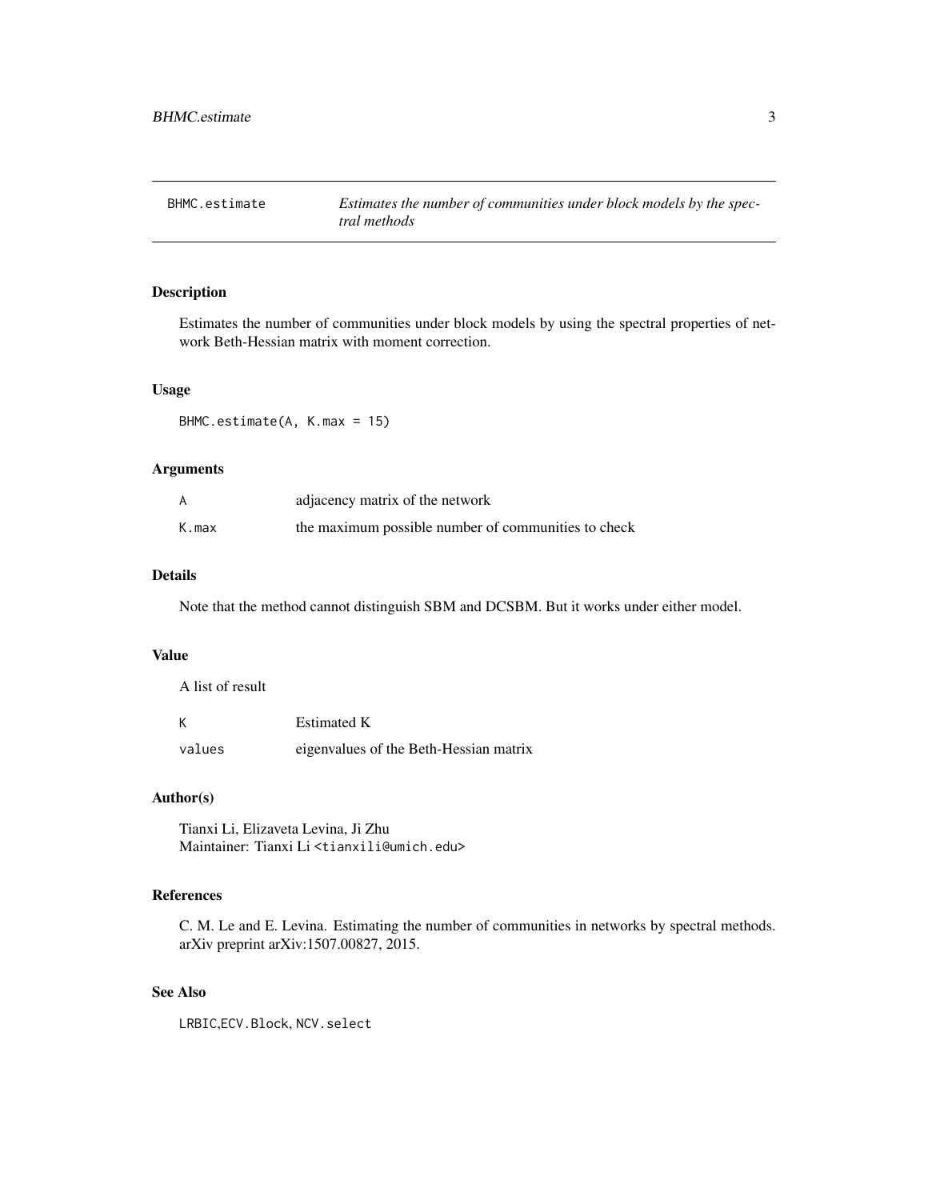| BHMC.estimate | *Estimates the number of communities under block models by the spectral methods* |
|---|---|

## Description

Estimates the number of communities under block models by using the spectral properties of network Beth-Hessian matrix with moment correction.

## Usage

```
BHMC.estimate(A, K.max = 15)
```

## Arguments

| | |
|---|---|
| `A` | adjacency matrix of the network |
| `K.max` | the maximum possible number of communities to check |

## Details

Note that the method cannot distinguish SBM and DCSBM. But it works under either model.

## Value

A list of result

| | |
|---|---|
| `K` | Estimated K |
| `values` | eigenvalues of the Beth-Hessian matrix |

## Author(s)

Tianxi Li, Elizaveta Levina, Ji Zhu
Maintainer: Tianxi Li <tianxili@umich.edu>

## References

C. M. Le and E. Levina. Estimating the number of communities in networks by spectral methods. arXiv preprint arXiv:1507.00827, 2015.

## See Also

`LRBIC`,`ECV.Block`, `NCV.select`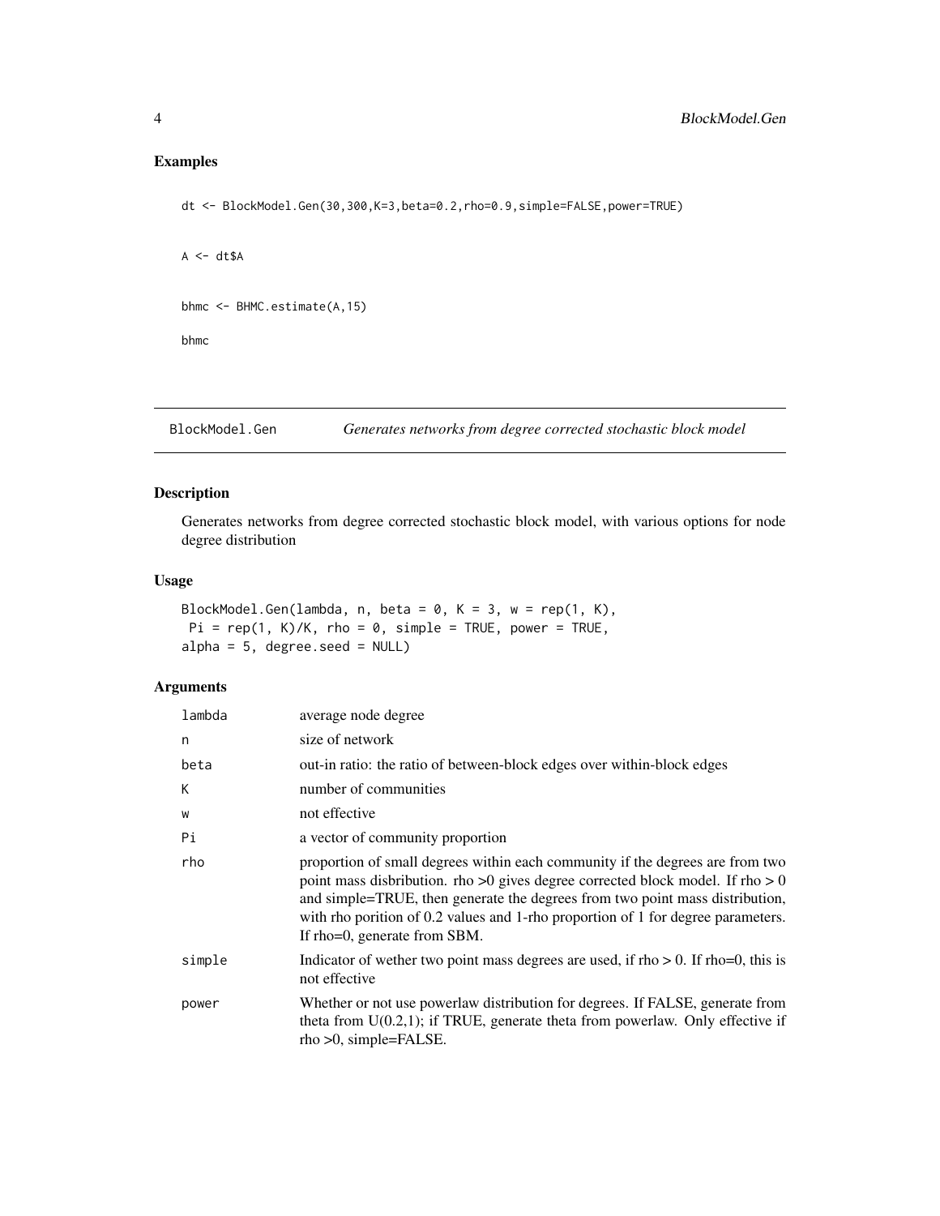## Examples

```
dt <- BlockModel.Gen(30,300,K=3,beta=0.2,rho=0.9,simple=FALSE,power=TRUE)


A <- dt$A


bhmc <- BHMC.estimate(A,15)

bhmc
```

---

## BlockModel.Gen *Generates networks from degree corrected stochastic block model*

### Description

Generates networks from degree corrected stochastic block model, with various options for node degree distribution

### Usage

```
BlockModel.Gen(lambda, n, beta = 0, K = 3, w = rep(1, K),
 Pi = rep(1, K)/K, rho = 0, simple = TRUE, power = TRUE,
alpha = 5, degree.seed = NULL)
```

### Arguments

| | |
|---|---|
| lambda | average node degree |
| n | size of network |
| beta | out-in ratio: the ratio of between-block edges over within-block edges |
| K | number of communities |
| w | not effective |
| Pi | a vector of community proportion |
| rho | proportion of small degrees within each community if the degrees are from two point mass disbribution. rho >0 gives degree corrected block model. If rho > 0 and simple=TRUE, then generate the degrees from two point mass distribution, with rho porition of 0.2 values and 1-rho proportion of 1 for degree parameters. If rho=0, generate from SBM. |
| simple | Indicator of wether two point mass degrees are used, if rho > 0. If rho=0, this is not effective |
| power | Whether or not use powerlaw distribution for degrees. If FALSE, generate from theta from U(0.2,1); if TRUE, generate theta from powerlaw. Only effective if rho >0, simple=FALSE. |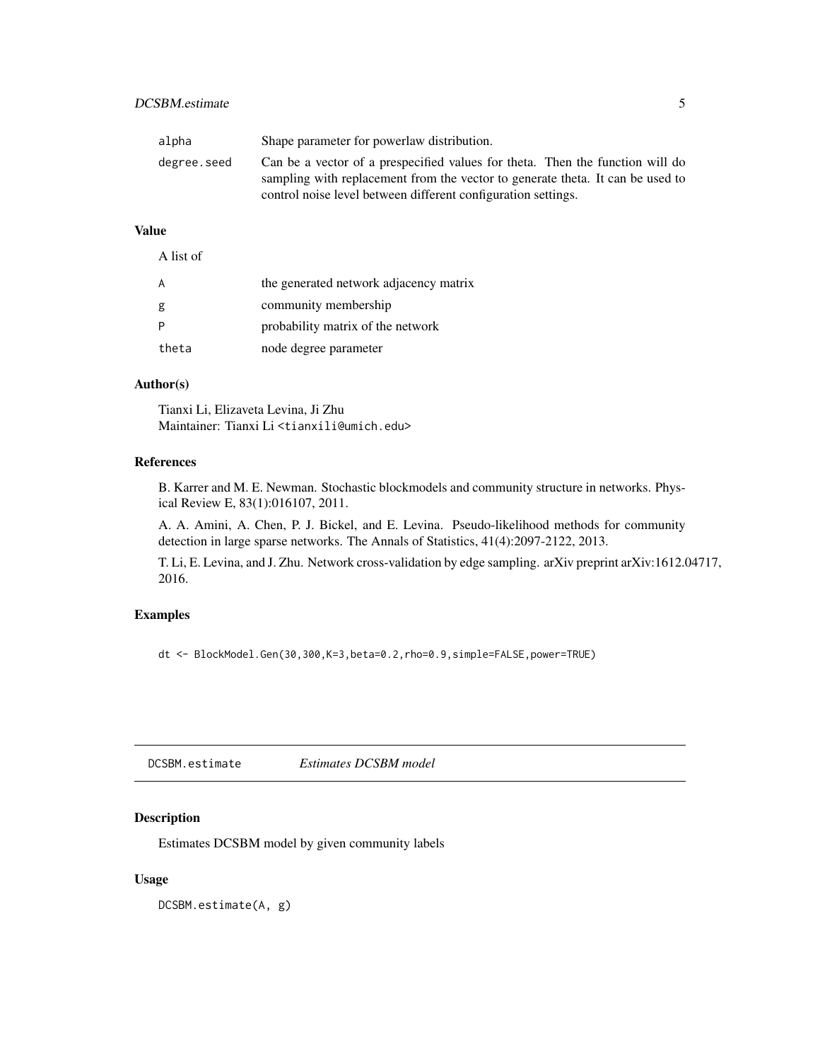| | |
|---|---|
| alpha | Shape parameter for powerlaw distribution. |
| degree.seed | Can be a vector of a prespecified values for theta. Then the function will do sampling with replacement from the vector to generate theta. It can be used to control noise level between different configuration settings. |

## Value

A list of

| | |
|---|---|
| A | the generated network adjacency matrix |
| g | community membership |
| P | probability matrix of the network |
| theta | node degree parameter |

## Author(s)

Tianxi Li, Elizaveta Levina, Ji Zhu
Maintainer: Tianxi Li <tianxili@umich.edu>

## References

B. Karrer and M. E. Newman. Stochastic blockmodels and community structure in networks. Physical Review E, 83(1):016107, 2011.

A. A. Amini, A. Chen, P. J. Bickel, and E. Levina. Pseudo-likelihood methods for community detection in large sparse networks. The Annals of Statistics, 41(4):2097-2122, 2013.

T. Li, E. Levina, and J. Zhu. Network cross-validation by edge sampling. arXiv preprint arXiv:1612.04717, 2016.

## Examples

```
dt <- BlockModel.Gen(30,300,K=3,beta=0.2,rho=0.9,simple=FALSE,power=TRUE)
```

---

# DCSBM.estimate *Estimates DCSBM model*

## Description

Estimates DCSBM model by given community labels

## Usage

```
DCSBM.estimate(A, g)
```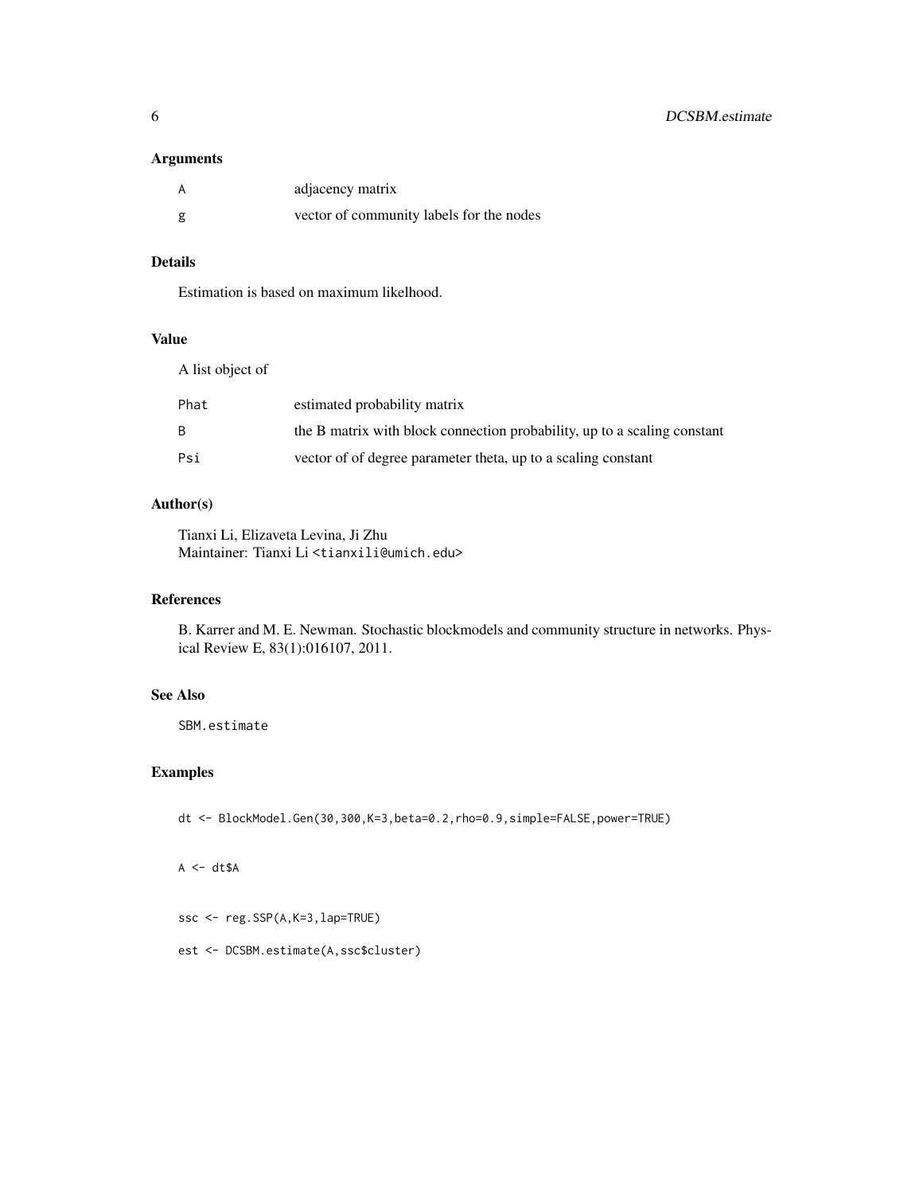## Arguments

| | |
|---|---|
| A | adjacency matrix |
| g | vector of community labels for the nodes |

## Details

Estimation is based on maximum likelhood.

## Value

A list object of

| | |
|---|---|
| Phat | estimated probability matrix |
| B | the B matrix with block connection probability, up to a scaling constant |
| Psi | vector of of degree parameter theta, up to a scaling constant |

## Author(s)

Tianxi Li, Elizaveta Levina, Ji Zhu
Maintainer: Tianxi Li <tianxili@umich.edu>

## References

B. Karrer and M. E. Newman. Stochastic blockmodels and community structure in networks. Physical Review E, 83(1):016107, 2011.

## See Also

SBM.estimate

## Examples

```
dt <- BlockModel.Gen(30,300,K=3,beta=0.2,rho=0.9,simple=FALSE,power=TRUE)


A <- dt$A


ssc <- reg.SSP(A,K=3,lap=TRUE)

est <- DCSBM.estimate(A,ssc$cluster)
```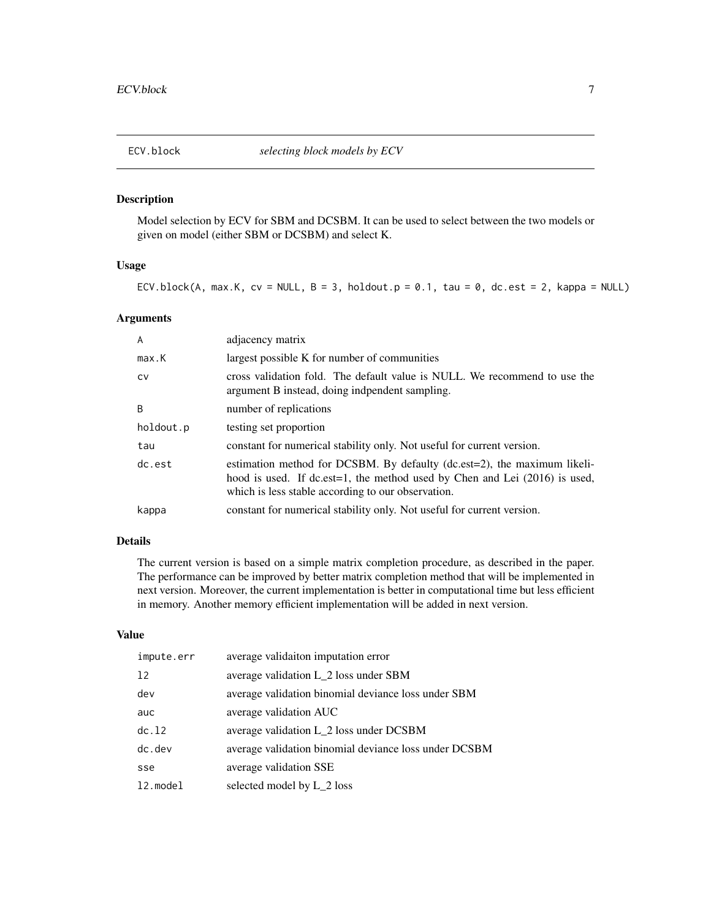## ECV.block — *selecting block models by ECV*

### Description

Model selection by ECV for SBM and DCSBM. It can be used to select between the two models or given on model (either SBM or DCSBM) and select K.

### Usage

```
ECV.block(A, max.K, cv = NULL, B = 3, holdout.p = 0.1, tau = 0, dc.est = 2, kappa = NULL)
```

### Arguments

| | |
|---|---|
| A | adjacency matrix |
| max.K | largest possible K for number of communities |
| cv | cross validation fold. The default value is NULL. We recommend to use the argument B instead, doing indpendent sampling. |
| B | number of replications |
| holdout.p | testing set proportion |
| tau | constant for numerical stability only. Not useful for current version. |
| dc.est | estimation method for DCSBM. By defaulty (dc.est=2), the maximum likelihood is used. If dc.est=1, the method used by Chen and Lei (2016) is used, which is less stable according to our observation. |
| kappa | constant for numerical stability only. Not useful for current version. |

### Details

The current version is based on a simple matrix completion procedure, as described in the paper. The performance can be improved by better matrix completion method that will be implemented in next version. Moreover, the current implementation is better in computational time but less efficient in memory. Another memory efficient implementation will be added in next version.

### Value

| | |
|---|---|
| impute.err | average validaiton imputation error |
| l2 | average validation L_2 loss under SBM |
| dev | average validation binomial deviance loss under SBM |
| auc | average validation AUC |
| dc.l2 | average validation L_2 loss under DCSBM |
| dc.dev | average validation binomial deviance loss under DCSBM |
| sse | average validation SSE |
| l2.model | selected model by L_2 loss |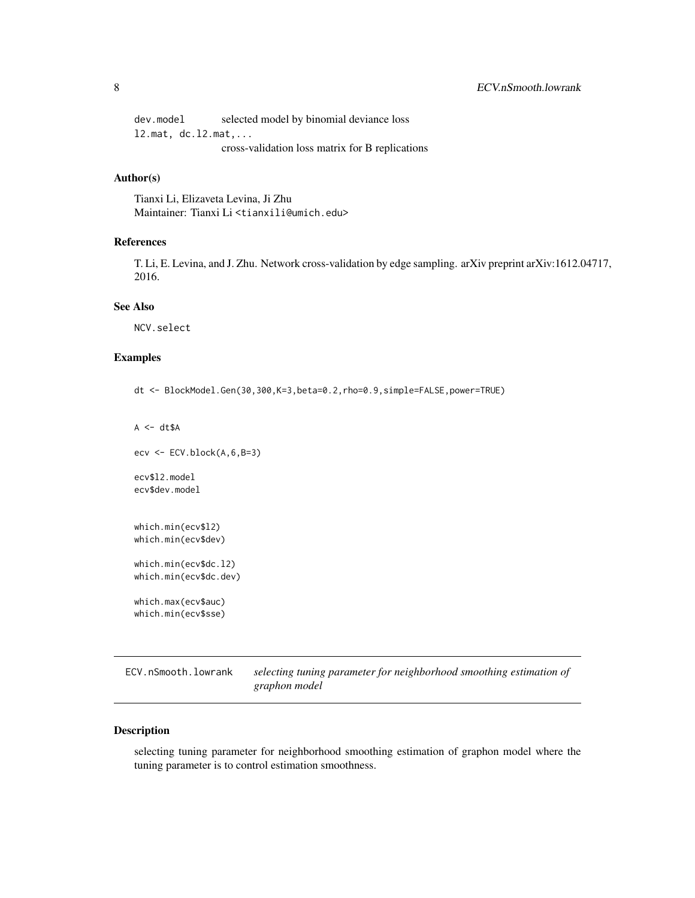dev.model        selected model by binomial deviance loss

l2.mat, dc.l2.mat,...
        cross-validation loss matrix for B replications

### Author(s)

Tianxi Li, Elizaveta Levina, Ji Zhu
Maintainer: Tianxi Li <tianxili@umich.edu>

### References

T. Li, E. Levina, and J. Zhu. Network cross-validation by edge sampling. arXiv preprint arXiv:1612.04717, 2016.

### See Also

NCV.select

### Examples

```
dt <- BlockModel.Gen(30,300,K=3,beta=0.2,rho=0.9,simple=FALSE,power=TRUE)


A <- dt$A

ecv <- ECV.block(A,6,B=3)

ecv$l2.model
ecv$dev.model


which.min(ecv$l2)
which.min(ecv$dev)

which.min(ecv$dc.l2)
which.min(ecv$dc.dev)

which.max(ecv$auc)
which.min(ecv$sse)
```

---

## ECV.nSmooth.lowrank    *selecting tuning parameter for neighborhood smoothing estimation of graphon model*

---

### Description

selecting tuning parameter for neighborhood smoothing estimation of graphon model where the tuning parameter is to control estimation smoothness.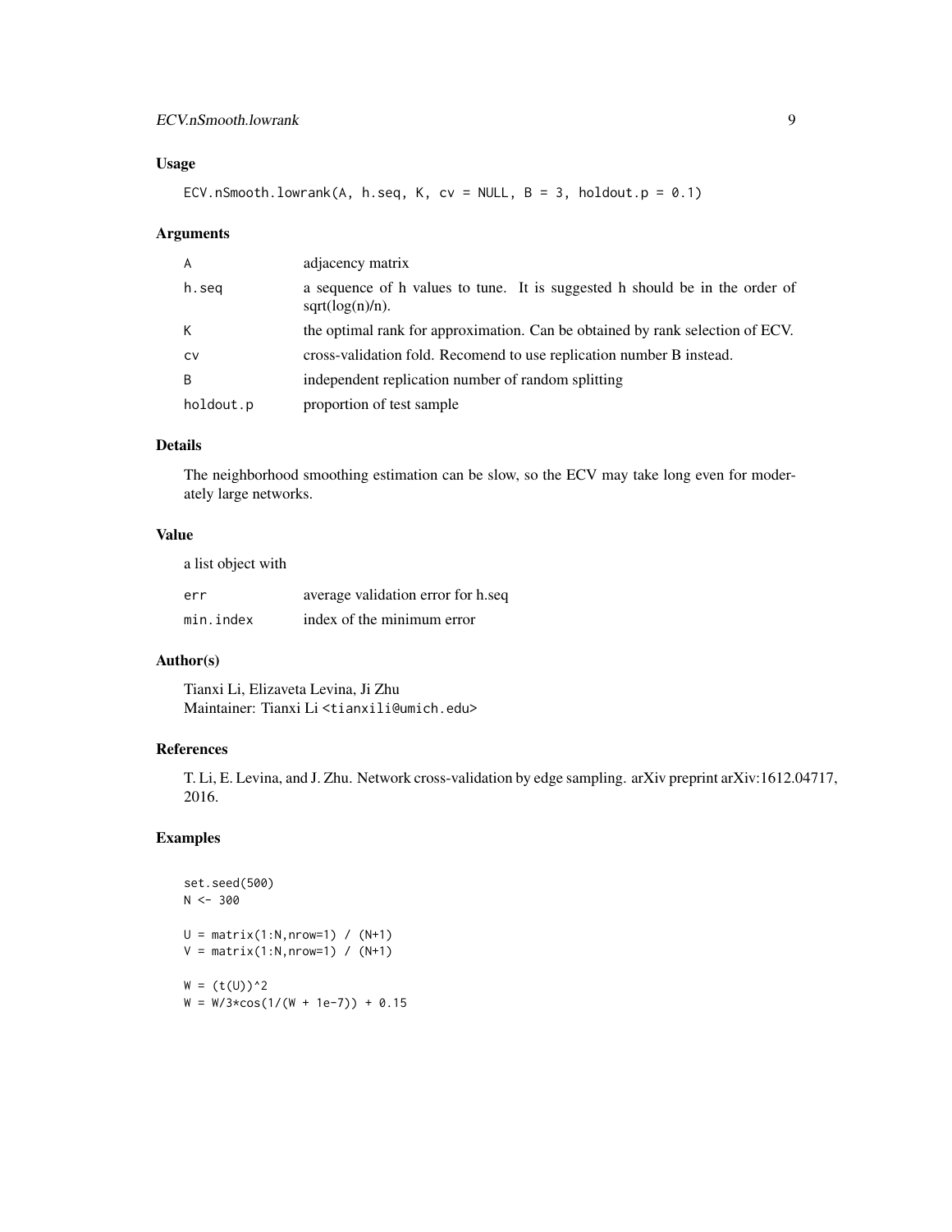## Usage

```
ECV.nSmooth.lowrank(A, h.seq, K, cv = NULL, B = 3, holdout.p = 0.1)
```

## Arguments

| | |
|---|---|
| A | adjacency matrix |
| h.seq | a sequence of h values to tune. It is suggested h should be in the order of sqrt(log(n)/n). |
| K | the optimal rank for approximation. Can be obtained by rank selection of ECV. |
| cv | cross-validation fold. Recomend to use replication number B instead. |
| B | independent replication number of random splitting |
| holdout.p | proportion of test sample |

## Details

The neighborhood smoothing estimation can be slow, so the ECV may take long even for moderately large networks.

## Value

a list object with

| | |
|---|---|
| err | average validation error for h.seq |
| min.index | index of the minimum error |

## Author(s)

Tianxi Li, Elizaveta Levina, Ji Zhu
Maintainer: Tianxi Li <tianxili@umich.edu>

## References

T. Li, E. Levina, and J. Zhu. Network cross-validation by edge sampling. arXiv preprint arXiv:1612.04717, 2016.

## Examples

```
set.seed(500)
N <- 300

U = matrix(1:N,nrow=1) / (N+1)
V = matrix(1:N,nrow=1) / (N+1)

W = (t(U))^2
W = W/3*cos(1/(W + 1e-7)) + 0.15
```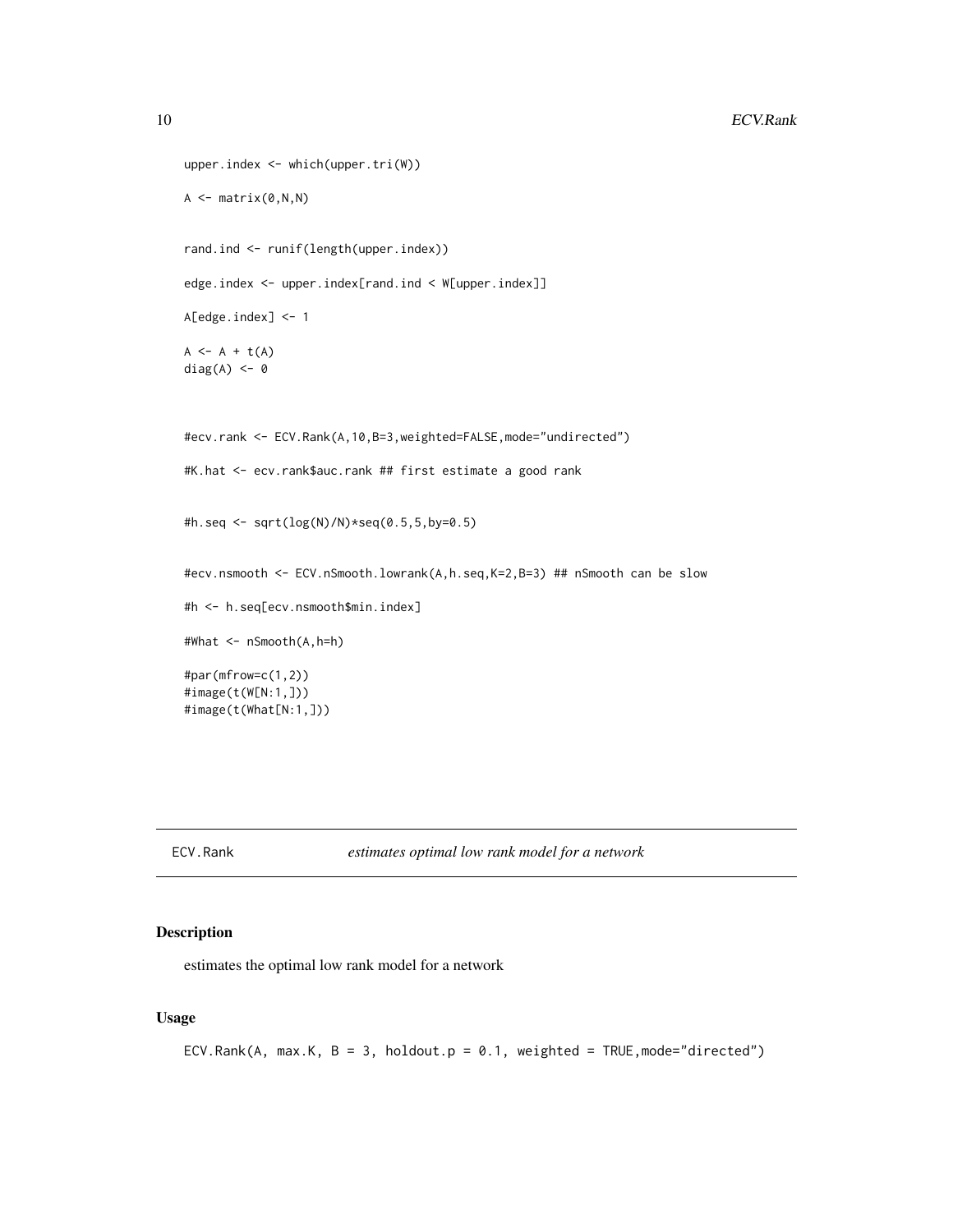```
upper.index <- which(upper.tri(W))

A <- matrix(0,N,N)


rand.ind <- runif(length(upper.index))

edge.index <- upper.index[rand.ind < W[upper.index]]

A[edge.index] <- 1

A <- A + t(A)
diag(A) <- 0



#ecv.rank <- ECV.Rank(A,10,B=3,weighted=FALSE,mode="undirected")

#K.hat <- ecv.rank$auc.rank ## first estimate a good rank


#h.seq <- sqrt(log(N)/N)*seq(0.5,5,by=0.5)


#ecv.nsmooth <- ECV.nSmooth.lowrank(A,h.seq,K=2,B=3) ## nSmooth can be slow

#h <- h.seq[ecv.nsmooth$min.index]

#What <- nSmooth(A,h=h)

#par(mfrow=c(1,2))
#image(t(W[N:1,]))
#image(t(What[N:1,]))
```

## ECV.Rank *estimates optimal low rank model for a network*

### Description

estimates the optimal low rank model for a network

### Usage

```
ECV.Rank(A, max.K, B = 3, holdout.p = 0.1, weighted = TRUE,mode="directed")
```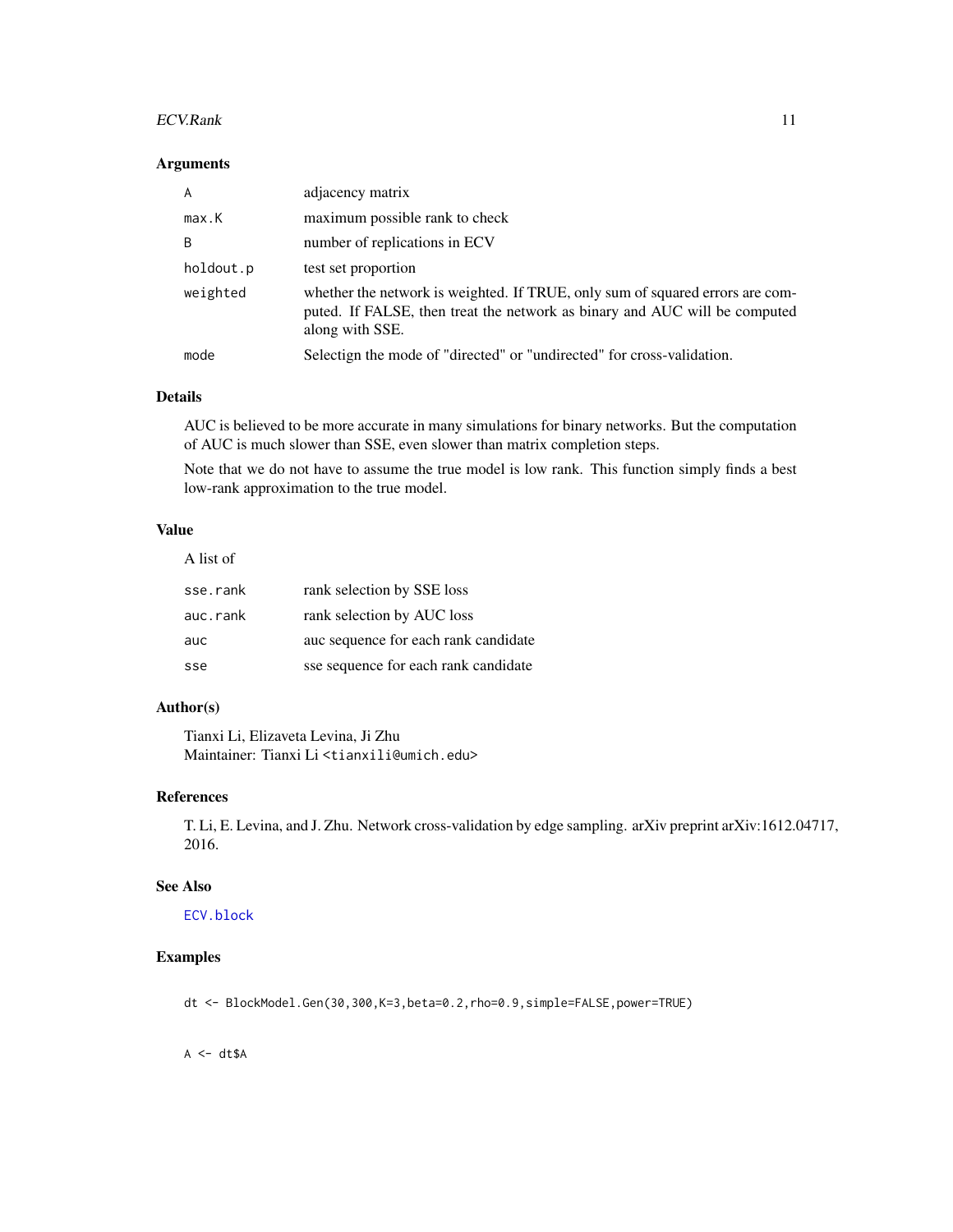## Arguments

| | |
|---|---|
| A | adjacency matrix |
| max.K | maximum possible rank to check |
| B | number of replications in ECV |
| holdout.p | test set proportion |
| weighted | whether the network is weighted. If TRUE, only sum of squared errors are computed. If FALSE, then treat the network as binary and AUC will be computed along with SSE. |
| mode | Selectign the mode of "directed" or "undirected" for cross-validation. |

## Details

AUC is believed to be more accurate in many simulations for binary networks. But the computation of AUC is much slower than SSE, even slower than matrix completion steps.

Note that we do not have to assume the true model is low rank. This function simply finds a best low-rank approximation to the true model.

## Value

A list of

| | |
|---|---|
| sse.rank | rank selection by SSE loss |
| auc.rank | rank selection by AUC loss |
| auc | auc sequence for each rank candidate |
| sse | sse sequence for each rank candidate |

## Author(s)

Tianxi Li, Elizaveta Levina, Ji Zhu
Maintainer: Tianxi Li <tianxili@umich.edu>

## References

T. Li, E. Levina, and J. Zhu. Network cross-validation by edge sampling. arXiv preprint arXiv:1612.04717, 2016.

## See Also

ECV.block

## Examples

```
dt <- BlockModel.Gen(30,300,K=3,beta=0.2,rho=0.9,simple=FALSE,power=TRUE)


A <- dt$A
```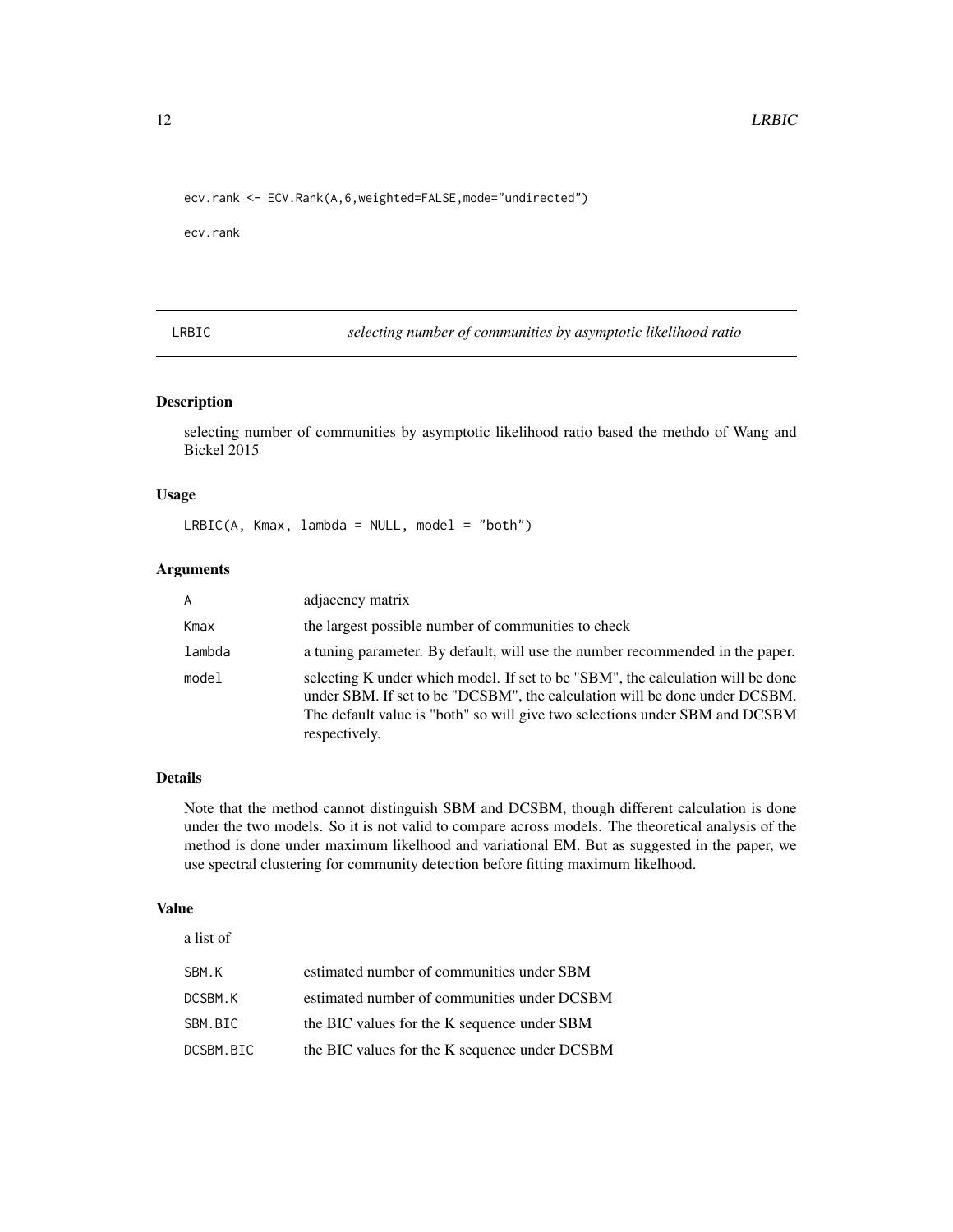```
ecv.rank <- ECV.Rank(A,6,weighted=FALSE,mode="undirected")

ecv.rank
```

## LRBIC — *selecting number of communities by asymptotic likelihood ratio*

### Description

selecting number of communities by asymptotic likelihood ratio based the methdo of Wang and Bickel 2015

### Usage

```
LRBIC(A, Kmax, lambda = NULL, model = "both")
```

### Arguments

| | |
|---|---|
| A | adjacency matrix |
| Kmax | the largest possible number of communities to check |
| lambda | a tuning parameter. By default, will use the number recommended in the paper. |
| model | selecting K under which model. If set to be "SBM", the calculation will be done under SBM. If set to be "DCSBM", the calculation will be done under DCSBM. The default value is "both" so will give two selections under SBM and DCSBM respectively. |

### Details

Note that the method cannot distinguish SBM and DCSBM, though different calculation is done under the two models. So it is not valid to compare across models. The theoretical analysis of the method is done under maximum likelihood and variational EM. But as suggested in the paper, we use spectral clustering for community detection before fitting maximum likelihood.

### Value

a list of

| | |
|---|---|
| SBM.K | estimated number of communities under SBM |
| DCSBM.K | estimated number of communities under DCSBM |
| SBM.BIC | the BIC values for the K sequence under SBM |
| DCSBM.BIC | the BIC values for the K sequence under DCSBM |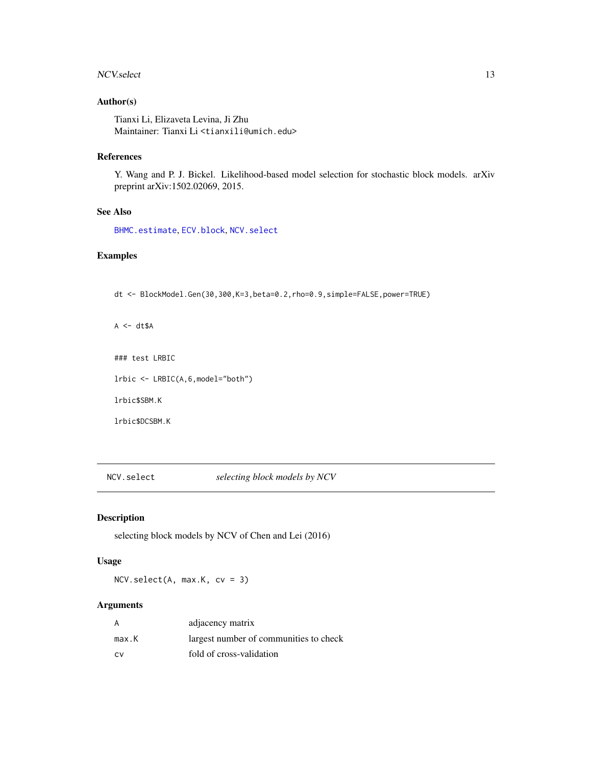### Author(s)

Tianxi Li, Elizaveta Levina, Ji Zhu
Maintainer: Tianxi Li <tianxili@umich.edu>

### References

Y. Wang and P. J. Bickel. Likelihood-based model selection for stochastic block models. arXiv preprint arXiv:1502.02069, 2015.

### See Also

BHMC.estimate, ECV.block, NCV.select

### Examples

```
dt <- BlockModel.Gen(30,300,K=3,beta=0.2,rho=0.9,simple=FALSE,power=TRUE)

A <- dt$A

### test LRBIC

lrbic <- LRBIC(A,6,model="both")

lrbic$SBM.K

lrbic$DCSBM.K
```

---

## NCV.select    *selecting block models by NCV*

### Description

selecting block models by NCV of Chen and Lei (2016)

### Usage

```
NCV.select(A, max.K, cv = 3)
```

### Arguments

| | |
|---|---|
| A | adjacency matrix |
| max.K | largest number of communities to check |
| cv | fold of cross-validation |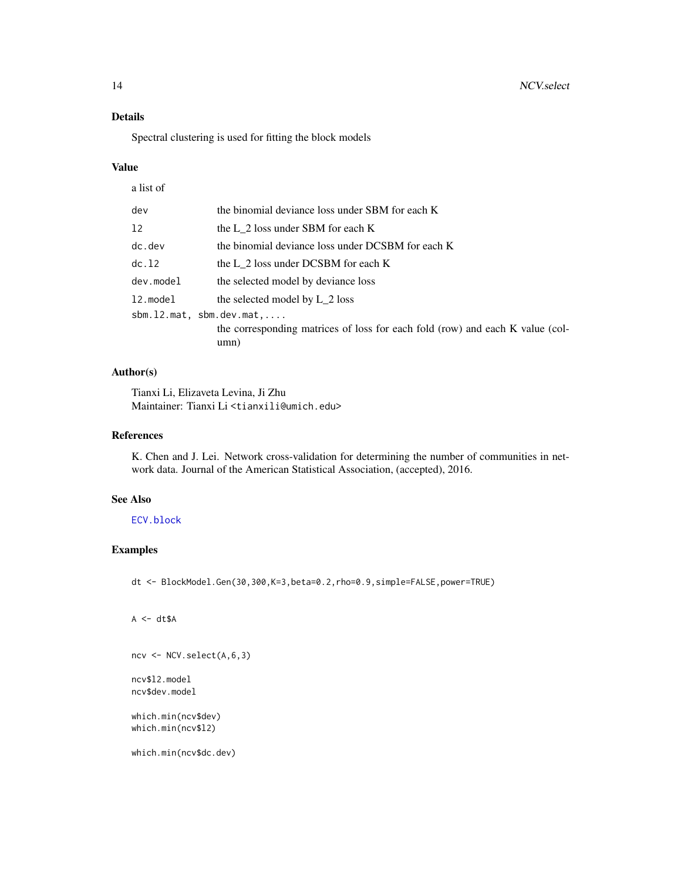### Details

Spectral clustering is used for fitting the block models

### Value

a list of

| | |
|---|---|
| `dev` | the binomial deviance loss under SBM for each K |
| `l2` | the L_2 loss under SBM for each K |
| `dc.dev` | the binomial deviance loss under DCSBM for each K |
| `dc.l2` | the L_2 loss under DCSBM for each K |
| `dev.model` | the selected model by deviance loss |
| `l2.model` | the selected model by L_2 loss |
| `sbm.l2.mat, sbm.dev.mat,....` | the corresponding matrices of loss for each fold (row) and each K value (column) |

### Author(s)

Tianxi Li, Elizaveta Levina, Ji Zhu
Maintainer: Tianxi Li <tianxili@umich.edu>

### References

K. Chen and J. Lei. Network cross-validation for determining the number of communities in network data. Journal of the American Statistical Association, (accepted), 2016.

### See Also

`ECV.block`

### Examples

```
dt <- BlockModel.Gen(30,300,K=3,beta=0.2,rho=0.9,simple=FALSE,power=TRUE)


A <- dt$A


ncv <- NCV.select(A,6,3)

ncv$l2.model
ncv$dev.model

which.min(ncv$dev)
which.min(ncv$l2)

which.min(ncv$dc.dev)
```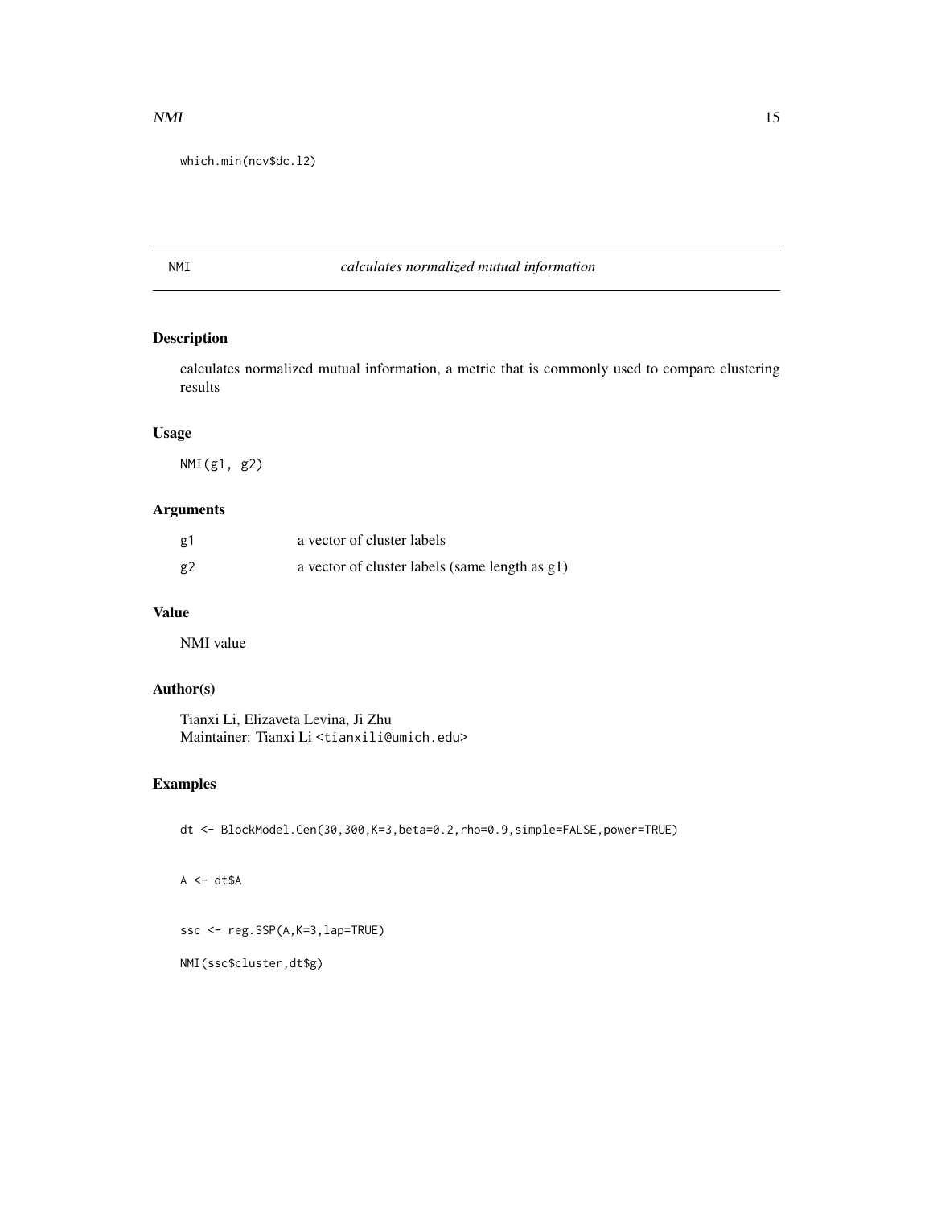```
which.min(ncv$dc.l2)
```

## NMI *calculates normalized mutual information*

### Description

calculates normalized mutual information, a metric that is commonly used to compare clustering results

### Usage

```
NMI(g1, g2)
```

### Arguments

| | |
|---|---|
| g1 | a vector of cluster labels |
| g2 | a vector of cluster labels (same length as g1) |

### Value

NMI value

### Author(s)

Tianxi Li, Elizaveta Levina, Ji Zhu
Maintainer: Tianxi Li <tianxili@umich.edu>

### Examples

```
dt <- BlockModel.Gen(30,300,K=3,beta=0.2,rho=0.9,simple=FALSE,power=TRUE)


A <- dt$A


ssc <- reg.SSP(A,K=3,lap=TRUE)

NMI(ssc$cluster,dt$g)
```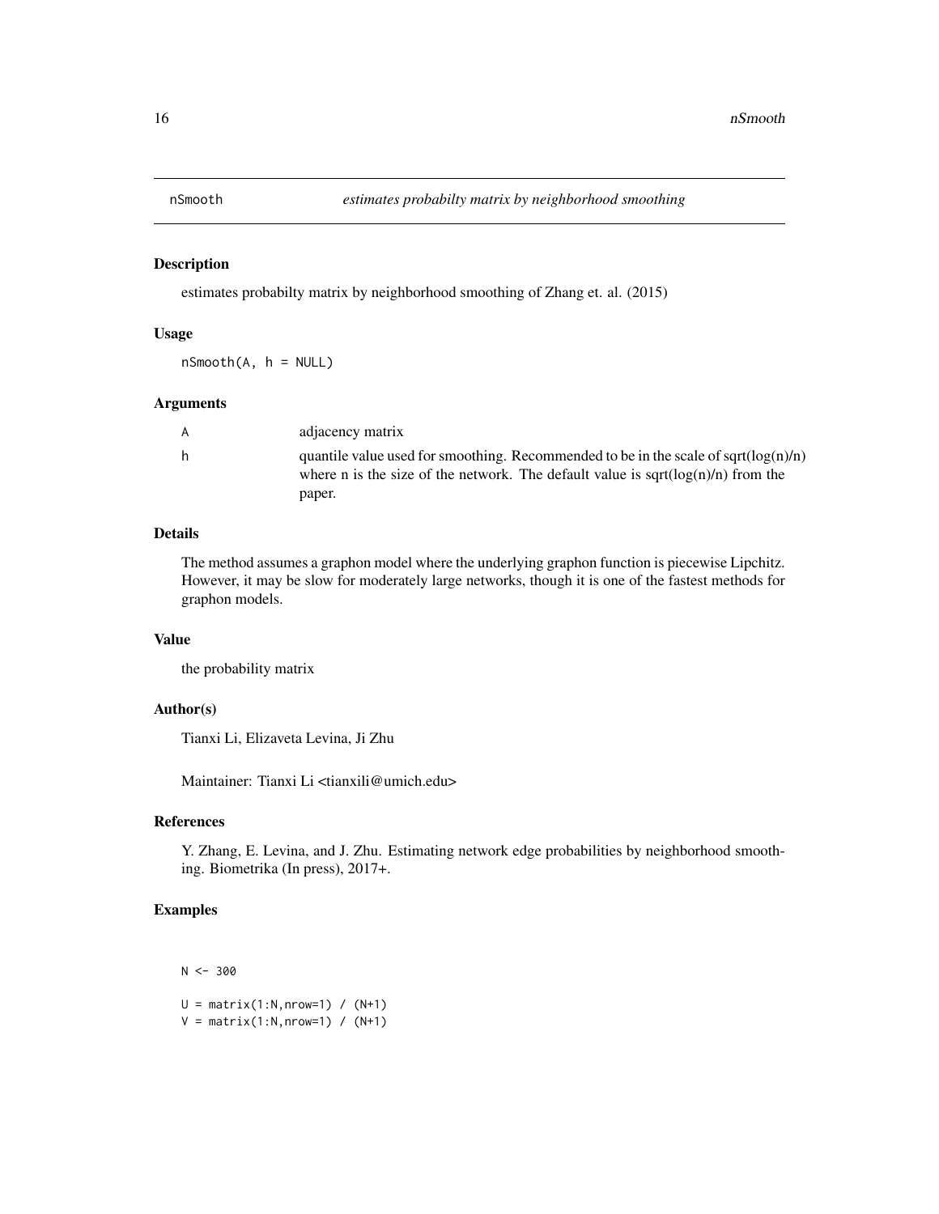# nSmooth — *estimates probabilty matrix by neighborhood smoothing*

## Description

estimates probabilty matrix by neighborhood smoothing of Zhang et. al. (2015)

## Usage

```
nSmooth(A, h = NULL)
```

## Arguments

| | |
|---|---|
| `A` | adjacency matrix |
| `h` | quantile value used for smoothing. Recommended to be in the scale of sqrt(log(n)/n) where n is the size of the network. The default value is sqrt(log(n)/n) from the paper. |

## Details

The method assumes a graphon model where the underlying graphon function is piecewise Lipchitz. However, it may be slow for moderately large networks, though it is one of the fastest methods for graphon models.

## Value

the probability matrix

## Author(s)

Tianxi Li, Elizaveta Levina, Ji Zhu

Maintainer: Tianxi Li <tianxili@umich.edu>

## References

Y. Zhang, E. Levina, and J. Zhu. Estimating network edge probabilities by neighborhood smoothing. Biometrika (In press), 2017+.

## Examples

```
N <- 300

U = matrix(1:N,nrow=1) / (N+1)
V = matrix(1:N,nrow=1) / (N+1)
```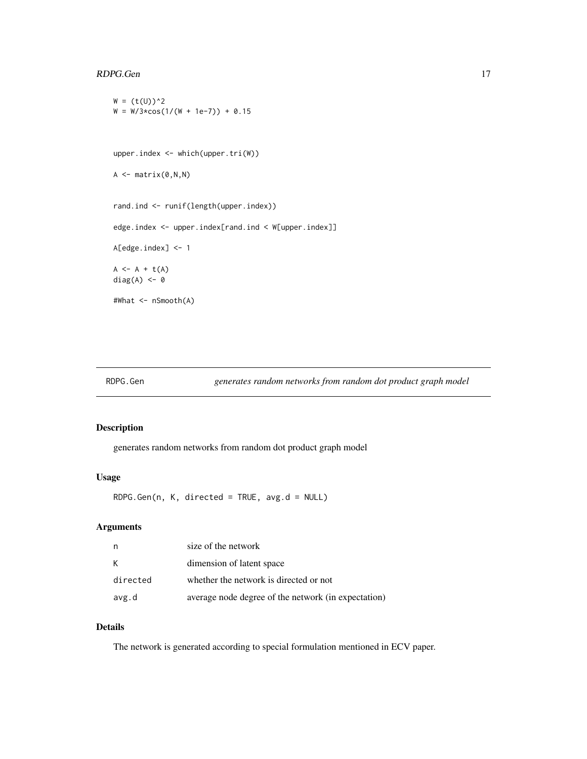```
W = (t(U))^2
W = W/3*cos(1/(W + 1e-7)) + 0.15


upper.index <- which(upper.tri(W))

A <- matrix(0,N,N)


rand.ind <- runif(length(upper.index))

edge.index <- upper.index[rand.ind < W[upper.index]]

A[edge.index] <- 1

A <- A + t(A)
diag(A) <- 0

#What <- nSmooth(A)
```

---

## RDPG.Gen — *generates random networks from random dot product graph model*

### Description

generates random networks from random dot product graph model

### Usage

```
RDPG.Gen(n, K, directed = TRUE, avg.d = NULL)
```

### Arguments

| | |
|---|---|
| n | size of the network |
| K | dimension of latent space |
| directed | whether the network is directed or not |
| avg.d | average node degree of the network (in expectation) |

### Details

The network is generated according to special formulation mentioned in ECV paper.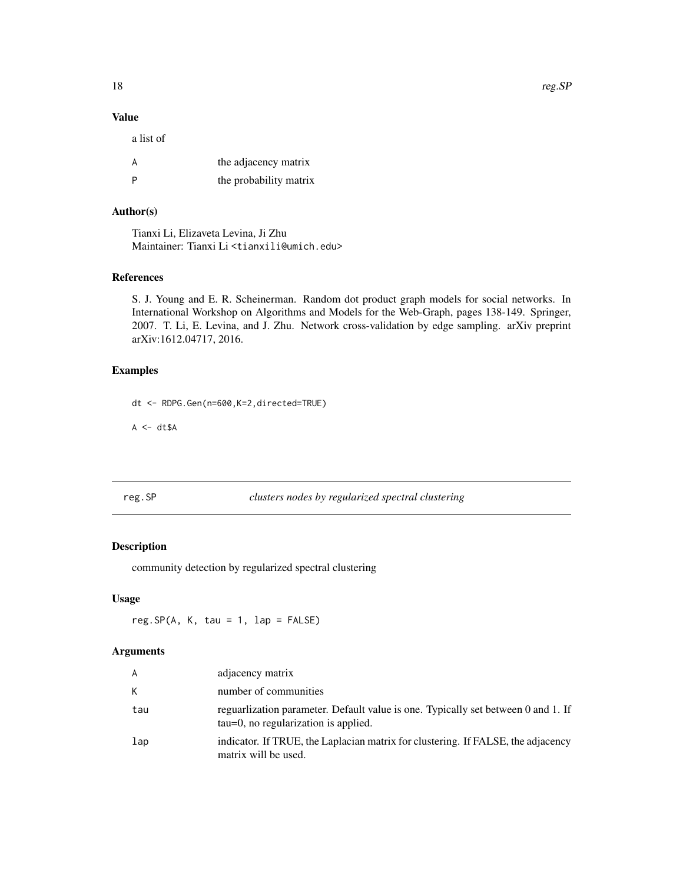## Value

a list of

| | |
|---|---|
| A | the adjacency matrix |
| P | the probability matrix |

## Author(s)

Tianxi Li, Elizaveta Levina, Ji Zhu
Maintainer: Tianxi Li <tianxili@umich.edu>

## References

S. J. Young and E. R. Scheinerman. Random dot product graph models for social networks. In International Workshop on Algorithms and Models for the Web-Graph, pages 138-149. Springer, 2007. T. Li, E. Levina, and J. Zhu. Network cross-validation by edge sampling. arXiv preprint arXiv:1612.04717, 2016.

## Examples

```
dt <- RDPG.Gen(n=600,K=2,directed=TRUE)

A <- dt$A
```

---

# reg.SP *clusters nodes by regularized spectral clustering*

## Description

community detection by regularized spectral clustering

## Usage

```
reg.SP(A, K, tau = 1, lap = FALSE)
```

## Arguments

| | |
|---|---|
| A | adjacency matrix |
| K | number of communities |
| tau | reguarlization parameter. Default value is one. Typically set between 0 and 1. If tau=0, no regularization is applied. |
| lap | indicator. If TRUE, the Laplacian matrix for clustering. If FALSE, the adjacency matrix will be used. |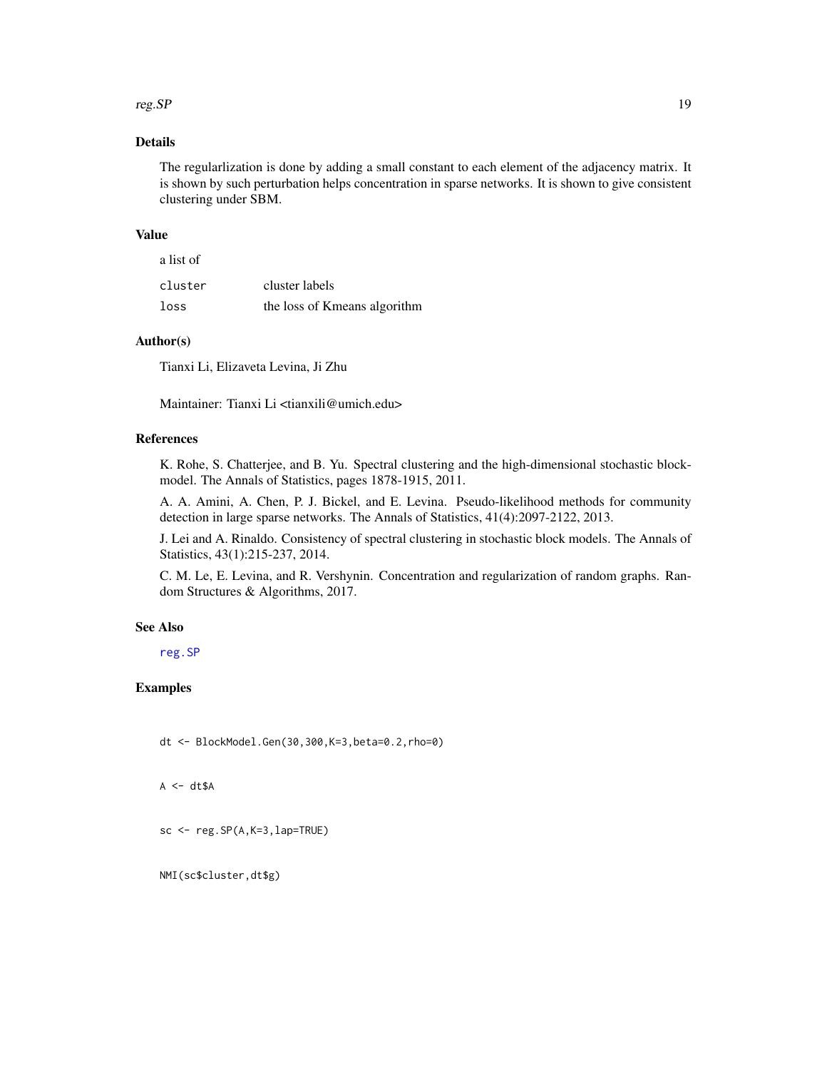## Details

The regularlization is done by adding a small constant to each element of the adjacency matrix. It is shown by such perturbation helps concentration in sparse networks. It is shown to give consistent clustering under SBM.

## Value

a list of

| | |
|---|---|
| cluster | cluster labels |
| loss | the loss of Kmeans algorithm |

## Author(s)

Tianxi Li, Elizaveta Levina, Ji Zhu

Maintainer: Tianxi Li <tianxili@umich.edu>

## References

K. Rohe, S. Chatterjee, and B. Yu. Spectral clustering and the high-dimensional stochastic blockmodel. The Annals of Statistics, pages 1878-1915, 2011.

A. A. Amini, A. Chen, P. J. Bickel, and E. Levina. Pseudo-likelihood methods for community detection in large sparse networks. The Annals of Statistics, 41(4):2097-2122, 2013.

J. Lei and A. Rinaldo. Consistency of spectral clustering in stochastic block models. The Annals of Statistics, 43(1):215-237, 2014.

C. M. Le, E. Levina, and R. Vershynin. Concentration and regularization of random graphs. Random Structures & Algorithms, 2017.

## See Also

reg.SP

## Examples

```
dt <- BlockModel.Gen(30,300,K=3,beta=0.2,rho=0)

A <- dt$A

sc <- reg.SP(A,K=3,lap=TRUE)

NMI(sc$cluster,dt$g)
```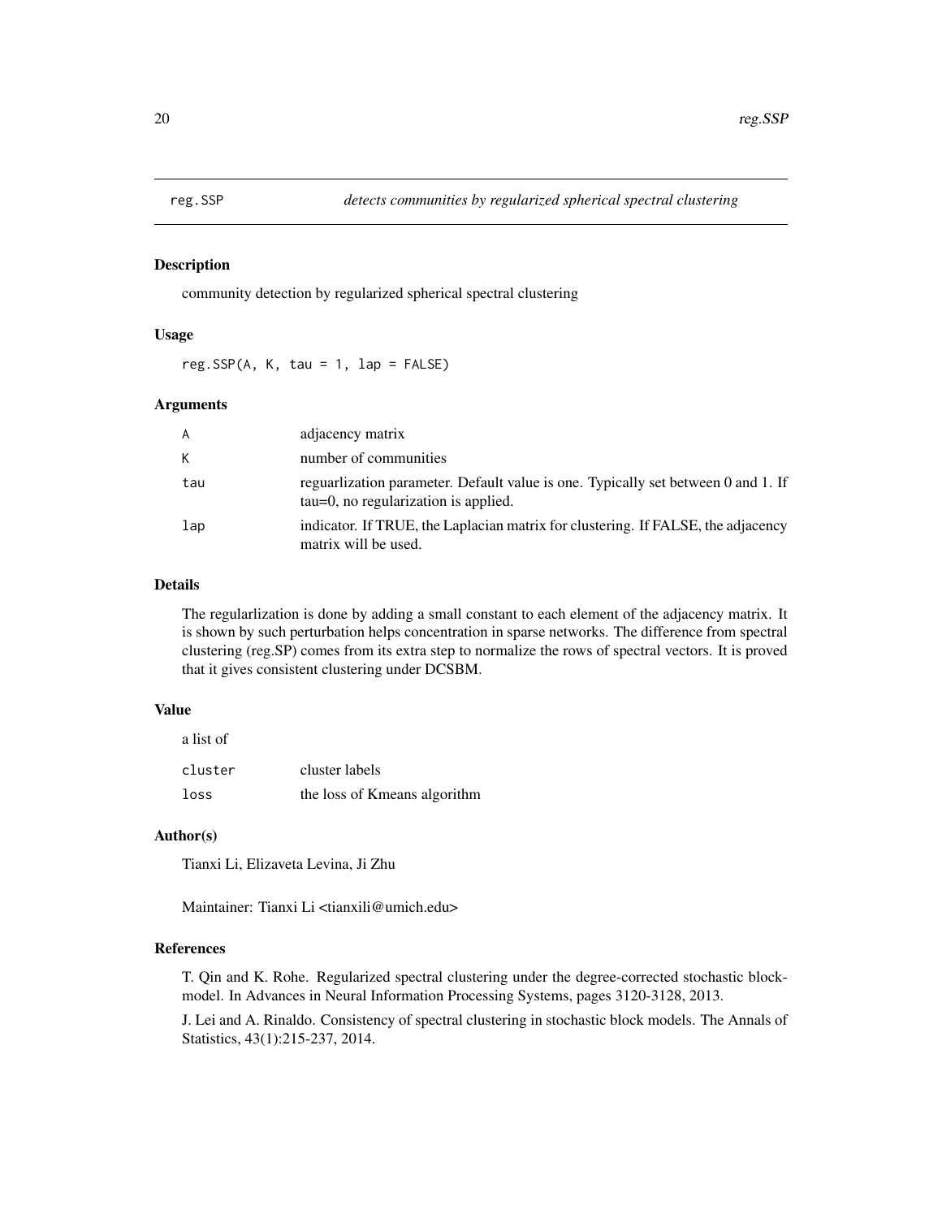## reg.SSP *detects communities by regularized spherical spectral clustering*

### Description

community detection by regularized spherical spectral clustering

### Usage

```
reg.SSP(A, K, tau = 1, lap = FALSE)
```

### Arguments

| | |
|---|---|
| A | adjacency matrix |
| K | number of communities |
| tau | reguarlization parameter. Default value is one. Typically set between 0 and 1. If tau=0, no regularization is applied. |
| lap | indicator. If TRUE, the Laplacian matrix for clustering. If FALSE, the adjacency matrix will be used. |

### Details

The regularlization is done by adding a small constant to each element of the adjacency matrix. It is shown by such perturbation helps concentration in sparse networks. The difference from spectral clustering (reg.SP) comes from its extra step to normalize the rows of spectral vectors. It is proved that it gives consistent clustering under DCSBM.

### Value

a list of

| | |
|---|---|
| cluster | cluster labels |
| loss | the loss of Kmeans algorithm |

### Author(s)

Tianxi Li, Elizaveta Levina, Ji Zhu

Maintainer: Tianxi Li <tianxili@umich.edu>

### References

T. Qin and K. Rohe. Regularized spectral clustering under the degree-corrected stochastic blockmodel. In Advances in Neural Information Processing Systems, pages 3120-3128, 2013.

J. Lei and A. Rinaldo. Consistency of spectral clustering in stochastic block models. The Annals of Statistics, 43(1):215-237, 2014.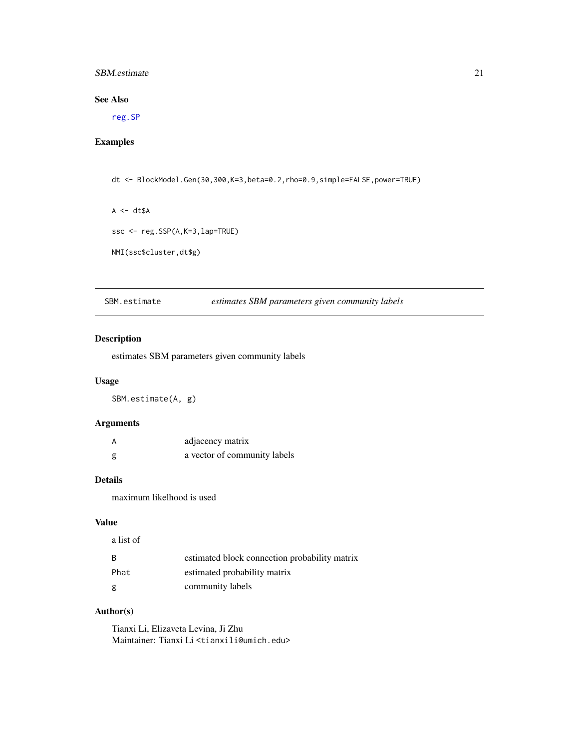## See Also

reg.SP

## Examples

```
dt <- BlockModel.Gen(30,300,K=3,beta=0.2,rho=0.9,simple=FALSE,power=TRUE)

A <- dt$A

ssc <- reg.SSP(A,K=3,lap=TRUE)

NMI(ssc$cluster,dt$g)
```

---

# SBM.estimate — *estimates SBM parameters given community labels*

## Description

estimates SBM parameters given community labels

## Usage

```
SBM.estimate(A, g)
```

## Arguments

| | |
|---|---|
| A | adjacency matrix |
| g | a vector of community labels |

## Details

maximum likelihood is used

## Value

a list of

| | |
|---|---|
| B | estimated block connection probability matrix |
| Phat | estimated probability matrix |
| g | community labels |

## Author(s)

Tianxi Li, Elizaveta Levina, Ji Zhu
Maintainer: Tianxi Li <tianxili@umich.edu>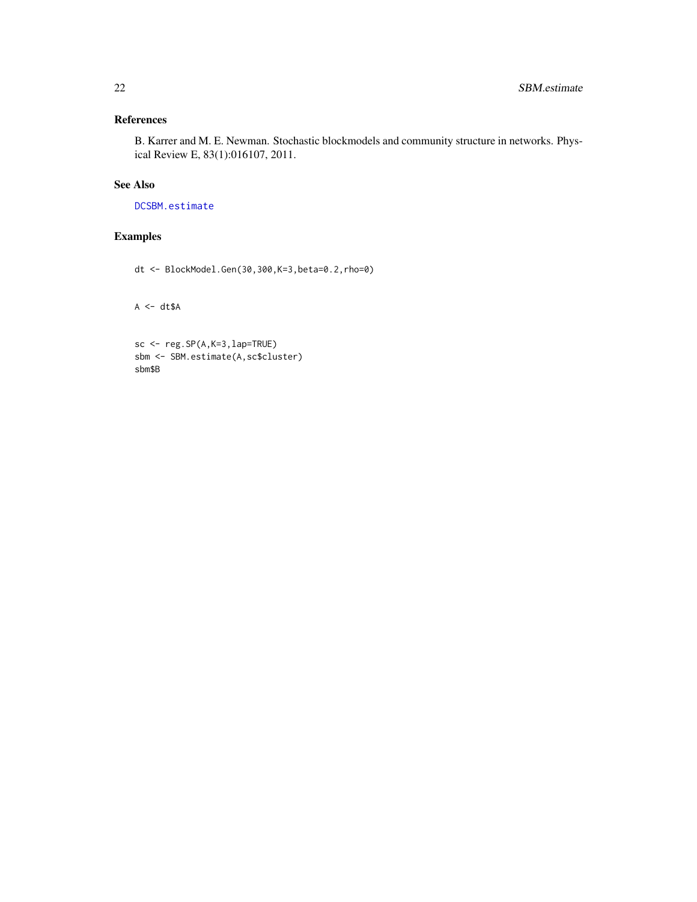## References

B. Karrer and M. E. Newman. Stochastic blockmodels and community structure in networks. Physical Review E, 83(1):016107, 2011.

## See Also

DCSBM.estimate

## Examples

```
dt <- BlockModel.Gen(30,300,K=3,beta=0.2,rho=0)


A <- dt$A


sc <- reg.SP(A,K=3,lap=TRUE)
sbm <- SBM.estimate(A,sc$cluster)
sbm$B
```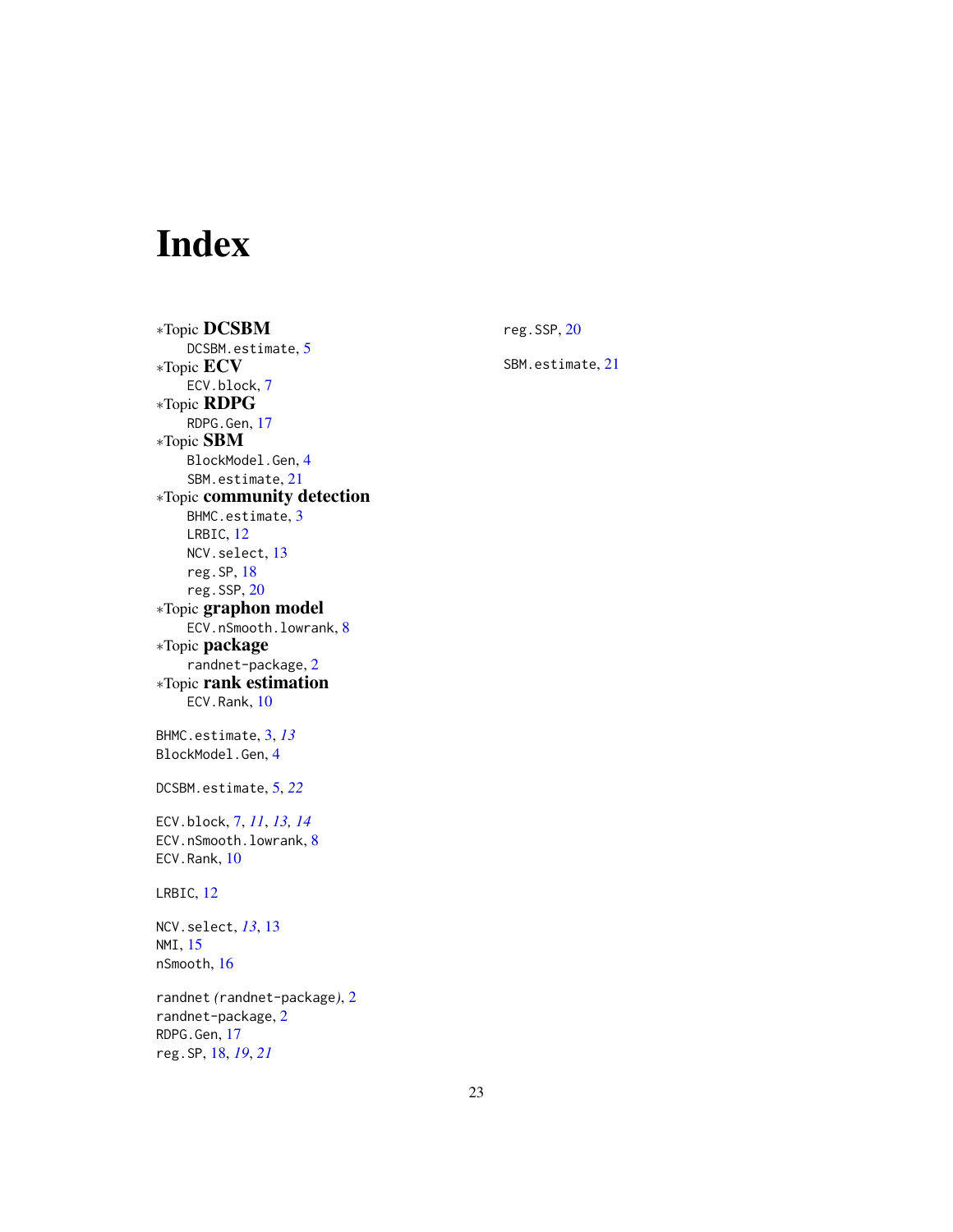# Index

∗Topic **DCSBM**
  DCSBM.estimate, 5
∗Topic **ECV**
  ECV.block, 7
∗Topic **RDPG**
  RDPG.Gen, 17
∗Topic **SBM**
  BlockModel.Gen, 4
  SBM.estimate, 21
∗Topic **community detection**
  BHMC.estimate, 3
  LRBIC, 12
  NCV.select, 13
  reg.SP, 18
  reg.SSP, 20
∗Topic **graphon model**
  ECV.nSmooth.lowrank, 8
∗Topic **package**
  randnet-package, 2
∗Topic **rank estimation**
  ECV.Rank, 10

BHMC.estimate, 3, *13*
BlockModel.Gen, 4

DCSBM.estimate, 5, *22*

ECV.block, 7, *11*, *13, 14*
ECV.nSmooth.lowrank, 8
ECV.Rank, 10

LRBIC, 12

NCV.select, *13*, 13
NMI, 15
nSmooth, 16

randnet *(*randnet-package*)*, 2
randnet-package, 2
RDPG.Gen, 17
reg.SP, 18, *19*, *21*
reg.SSP, 20

SBM.estimate, 21